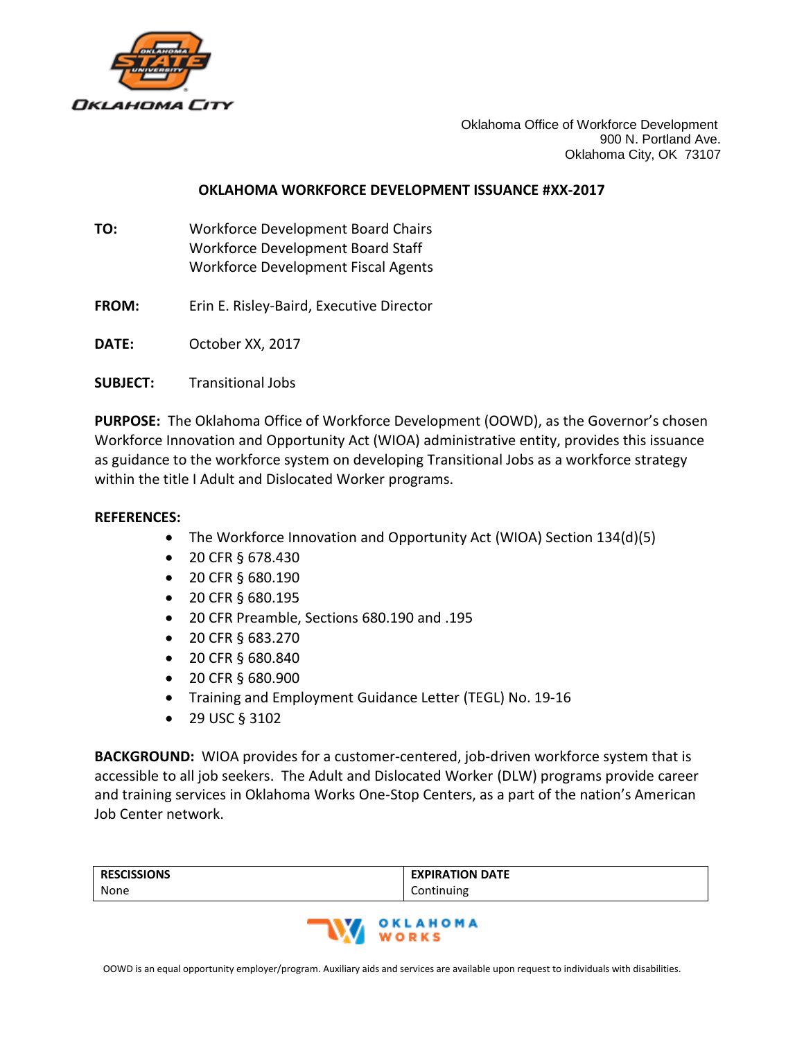Oklahoma Office of Workforce Development
900 N. Portland Ave.
Oklahoma City, OK 73107

# OKLAHOMA WORKFORCE DEVELOPMENT ISSUANCE #XX-2017

**TO:** Workforce Development Board Chairs
Workforce Development Board Staff
Workforce Development Fiscal Agents

**FROM:** Erin E. Risley-Baird, Executive Director

**DATE:** October XX, 2017

**SUBJECT:** Transitional Jobs

**PURPOSE:** The Oklahoma Office of Workforce Development (OOWD), as the Governor's chosen Workforce Innovation and Opportunity Act (WIOA) administrative entity, provides this issuance as guidance to the workforce system on developing Transitional Jobs as a workforce strategy within the title I Adult and Dislocated Worker programs.

**REFERENCES:**

- The Workforce Innovation and Opportunity Act (WIOA) Section 134(d)(5)
- 20 CFR § 678.430
- 20 CFR § 680.190
- 20 CFR § 680.195
- 20 CFR Preamble, Sections 680.190 and .195
- 20 CFR § 683.270
- 20 CFR § 680.840
- 20 CFR § 680.900
- Training and Employment Guidance Letter (TEGL) No. 19-16
- 29 USC § 3102

**BACKGROUND:** WIOA provides for a customer-centered, job-driven workforce system that is accessible to all job seekers. The Adult and Dislocated Worker (DLW) programs provide career and training services in Oklahoma Works One-Stop Centers, as a part of the nation's American Job Center network.

| RESCISSIONS | EXPIRATION DATE |
|---|---|
| None | Continuing |

OOWD is an equal opportunity employer/program. Auxiliary aids and services are available upon request to individuals with disabilities.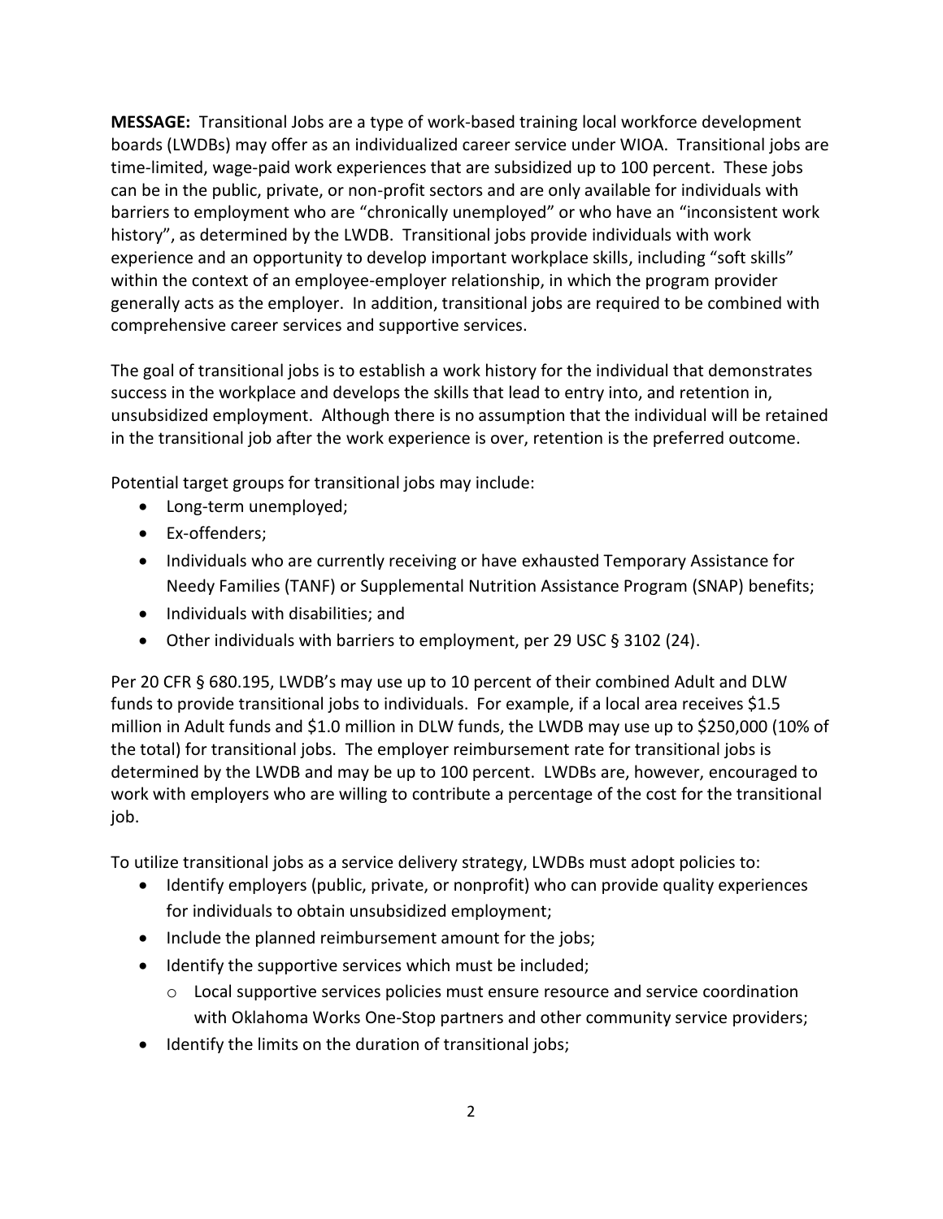**MESSAGE:** Transitional Jobs are a type of work-based training local workforce development boards (LWDBs) may offer as an individualized career service under WIOA. Transitional jobs are time-limited, wage-paid work experiences that are subsidized up to 100 percent. These jobs can be in the public, private, or non-profit sectors and are only available for individuals with barriers to employment who are "chronically unemployed" or who have an "inconsistent work history", as determined by the LWDB. Transitional jobs provide individuals with work experience and an opportunity to develop important workplace skills, including "soft skills" within the context of an employee-employer relationship, in which the program provider generally acts as the employer. In addition, transitional jobs are required to be combined with comprehensive career services and supportive services.

The goal of transitional jobs is to establish a work history for the individual that demonstrates success in the workplace and develops the skills that lead to entry into, and retention in, unsubsidized employment. Although there is no assumption that the individual will be retained in the transitional job after the work experience is over, retention is the preferred outcome.

Potential target groups for transitional jobs may include:

- Long-term unemployed;
- Ex-offenders;
- Individuals who are currently receiving or have exhausted Temporary Assistance for Needy Families (TANF) or Supplemental Nutrition Assistance Program (SNAP) benefits;
- Individuals with disabilities; and
- Other individuals with barriers to employment, per 29 USC § 3102 (24).

Per 20 CFR § 680.195, LWDB's may use up to 10 percent of their combined Adult and DLW funds to provide transitional jobs to individuals. For example, if a local area receives $1.5 million in Adult funds and $1.0 million in DLW funds, the LWDB may use up to $250,000 (10% of the total) for transitional jobs. The employer reimbursement rate for transitional jobs is determined by the LWDB and may be up to 100 percent. LWDBs are, however, encouraged to work with employers who are willing to contribute a percentage of the cost for the transitional job.

To utilize transitional jobs as a service delivery strategy, LWDBs must adopt policies to:

- Identify employers (public, private, or nonprofit) who can provide quality experiences for individuals to obtain unsubsidized employment;
- Include the planned reimbursement amount for the jobs;
- Identify the supportive services which must be included;
  - Local supportive services policies must ensure resource and service coordination with Oklahoma Works One-Stop partners and other community service providers;
- Identify the limits on the duration of transitional jobs;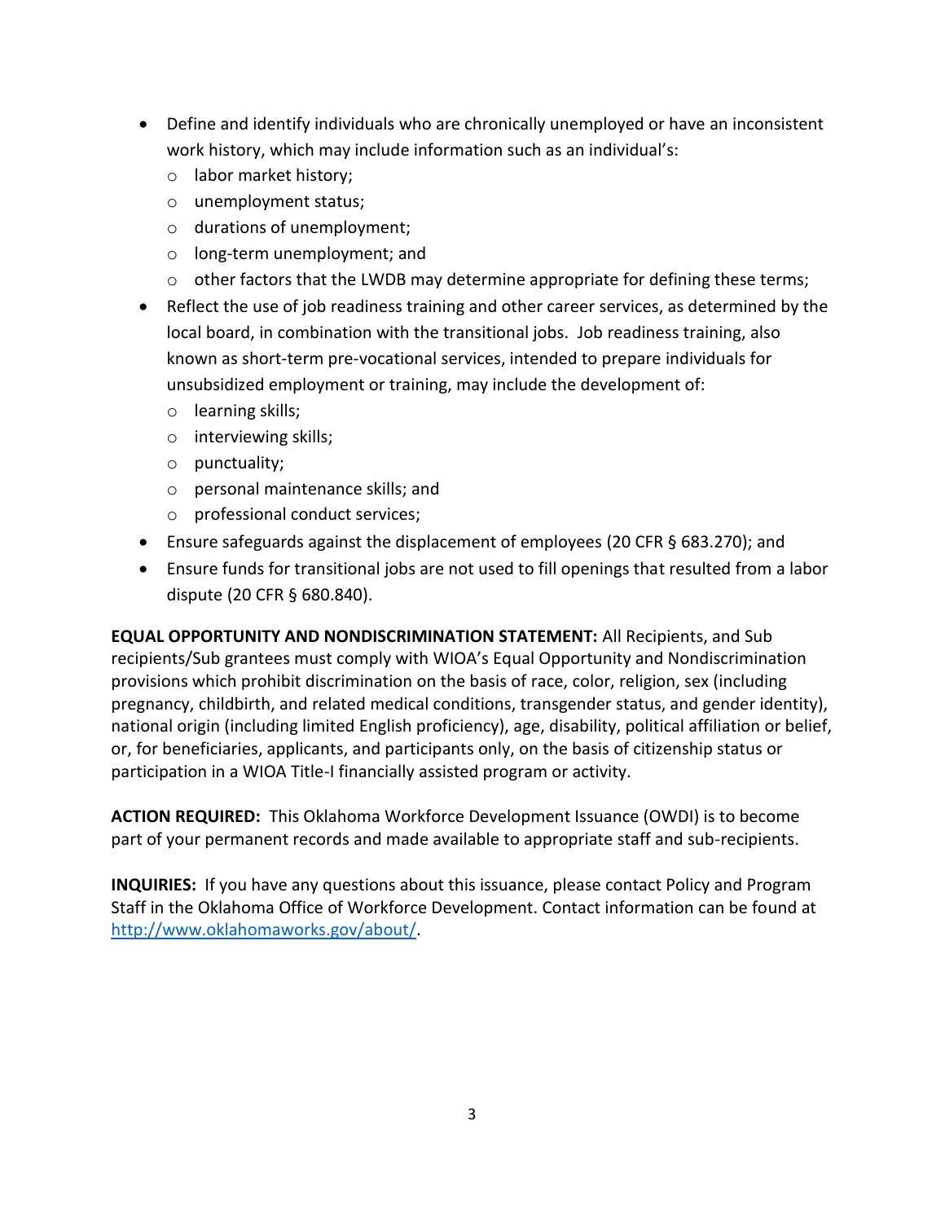- Define and identify individuals who are chronically unemployed or have an inconsistent work history, which may include information such as an individual's:
  - labor market history;
  - unemployment status;
  - durations of unemployment;
  - long-term unemployment; and
  - other factors that the LWDB may determine appropriate for defining these terms;
- Reflect the use of job readiness training and other career services, as determined by the local board, in combination with the transitional jobs. Job readiness training, also known as short-term pre-vocational services, intended to prepare individuals for unsubsidized employment or training, may include the development of:
  - learning skills;
  - interviewing skills;
  - punctuality;
  - personal maintenance skills; and
  - professional conduct services;
- Ensure safeguards against the displacement of employees (20 CFR § 683.270); and
- Ensure funds for transitional jobs are not used to fill openings that resulted from a labor dispute (20 CFR § 680.840).

**EQUAL OPPORTUNITY AND NONDISCRIMINATION STATEMENT:** All Recipients, and Sub recipients/Sub grantees must comply with WIOA's Equal Opportunity and Nondiscrimination provisions which prohibit discrimination on the basis of race, color, religion, sex (including pregnancy, childbirth, and related medical conditions, transgender status, and gender identity), national origin (including limited English proficiency), age, disability, political affiliation or belief, or, for beneficiaries, applicants, and participants only, on the basis of citizenship status or participation in a WIOA Title-I financially assisted program or activity.

**ACTION REQUIRED:** This Oklahoma Workforce Development Issuance (OWDI) is to become part of your permanent records and made available to appropriate staff and sub-recipients.

**INQUIRIES:** If you have any questions about this issuance, please contact Policy and Program Staff in the Oklahoma Office of Workforce Development. Contact information can be found at [http://www.oklahomaworks.gov/about/](http://www.oklahomaworks.gov/about/).